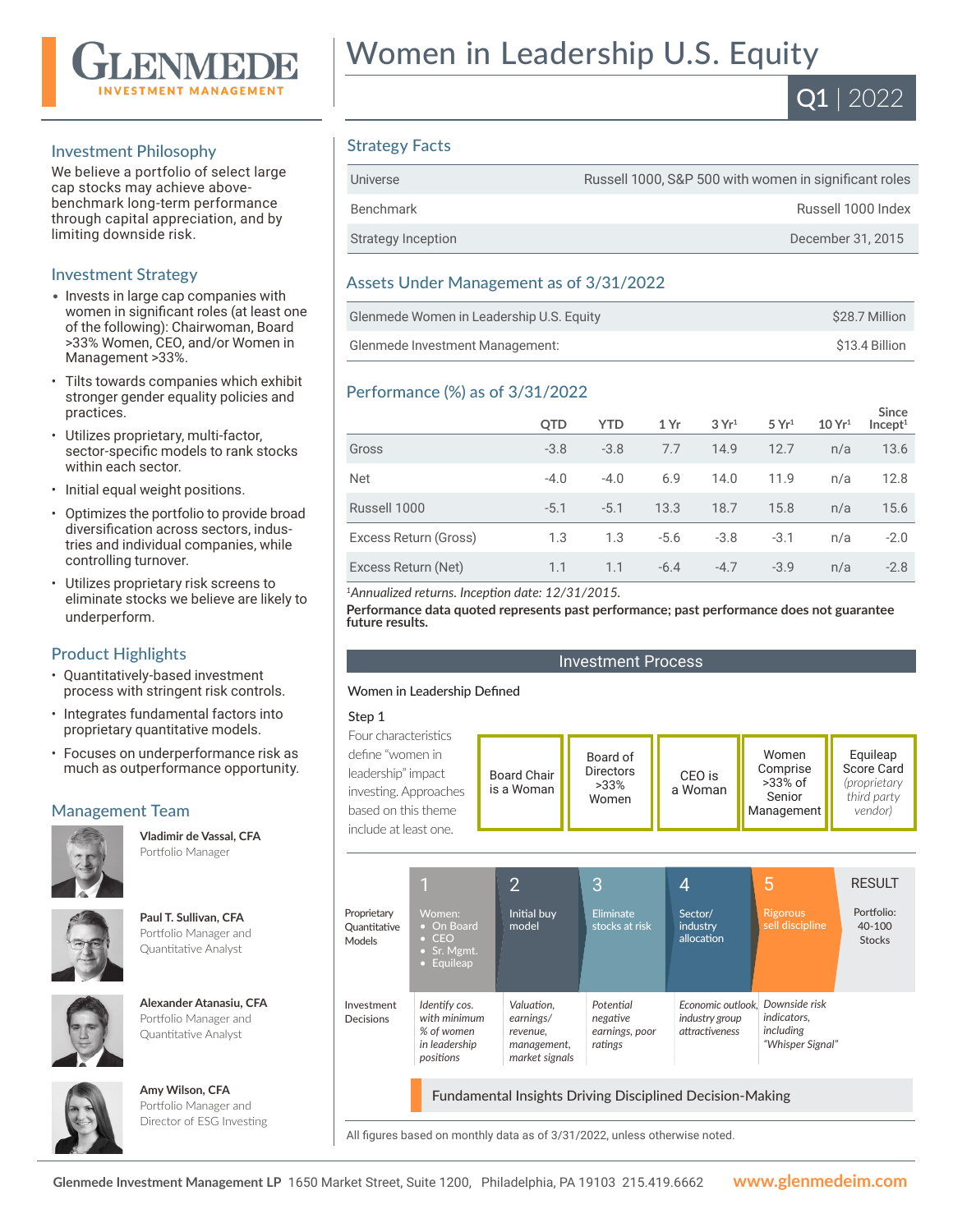# Women in Leadership U.S. Equity

**Q1 | 2022**

## Investment Philosophy

We believe a portfolio of select large cap stocks may achieve above-benchmark long-term performance through capital appreciation, and by limiting downside risk.

## Investment Strategy

- Invests in large cap companies with women in significant roles (at least one of the following): Chairwoman, Board >33% Women, CEO, and/or Women in Management >33%.
- Tilts towards companies which exhibit stronger gender equality policies and practices.
- Utilizes proprietary, multi-factor, sector-specific models to rank stocks within each sector.
- Initial equal weight positions.
- Optimizes the portfolio to provide broad diversification across sectors, industries and individual companies, while controlling turnover.
- Utilizes proprietary risk screens to eliminate stocks we believe are likely to underperform.

## Product Highlights

- Quantitatively-based investment process with stringent risk controls.
- Integrates fundamental factors into proprietary quantitative models.
- Focuses on underperformance risk as much as outperformance opportunity.

## Management Team

**Vladimir de Vassal, CFA**
Portfolio Manager

**Paul T. Sullivan, CFA**
Portfolio Manager and Quantitative Analyst

**Alexander Atanasiu, CFA**
Portfolio Manager and Quantitative Analyst

**Amy Wilson, CFA**
Portfolio Manager and Director of ESG Investing

## Strategy Facts

| | |
|---|---|
| Universe | Russell 1000, S&P 500 with women in significant roles |
| Benchmark | Russell 1000 Index |
| Strategy Inception | December 31, 2015 |

## Assets Under Management as of 3/31/2022

| | |
|---|---|
| Glenmede Women in Leadership U.S. Equity | $28.7 Million |
| Glenmede Investment Management: | $13.4 Billion |

## Performance (%) as of 3/31/2022

| | QTD | YTD | 1 Yr | 3 Yr[1] | 5 Yr[1] | 10 Yr[1] | Since Incept[1] |
|---|---|---|---|---|---|---|---|
| Gross | -3.8 | -3.8 | 7.7 | 14.9 | 12.7 | n/a | 13.6 |
| Net | -4.0 | -4.0 | 6.9 | 14.0 | 11.9 | n/a | 12.8 |
| Russell 1000 | -5.1 | -5.1 | 13.3 | 18.7 | 15.8 | n/a | 15.6 |
| Excess Return (Gross) | 1.3 | 1.3 | -5.6 | -3.8 | -3.1 | n/a | -2.0 |
| Excess Return (Net) | 1.1 | 1.1 | -6.4 | -4.7 | -3.9 | n/a | -2.8 |

[1]*Annualized returns. Inception date: 12/31/2015.*

**Performance data quoted represents past performance; past performance does not guarantee future results.**

## Investment Process

Women in Leadership Defined

Step 1

Four characteristics define "women in leadership" impact investing. Approaches based on this theme include at least one.

- Board Chair is a Woman
- Board of Directors >33% Women
- CEO is a Woman
- Women Comprise >33% of Senior Management
- Equileap Score Card *(proprietary third party vendor)*

| | 1 | 2 | 3 | 4 | 5 | RESULT |
|---|---|---|---|---|---|---|
| Proprietary Quantitative Models | Women: • On Board • CEO • Sr. Mgmt. • Equileap | Initial buy model | Eliminate stocks at risk | Sector/ industry allocation | Rigorous sell discipline | Portfolio: 40-100 Stocks |
| Investment Decisions | *Identify cos. with minimum % of women in leadership positions* | *Valuation, earnings/ revenue, management, market signals* | *Potential negative earnings, poor ratings* | *Economic outlook, industry group attractiveness* | *Downside risk indicators, including "Whisper Signal"* | |

Fundamental Insights Driving Disciplined Decision-Making

All figures based on monthly data as of 3/31/2022, unless otherwise noted.

**Glenmede Investment Management LP** 1650 Market Street, Suite 1200, Philadelphia, PA 19103 215.419.6662 **www.glenmedeim.com**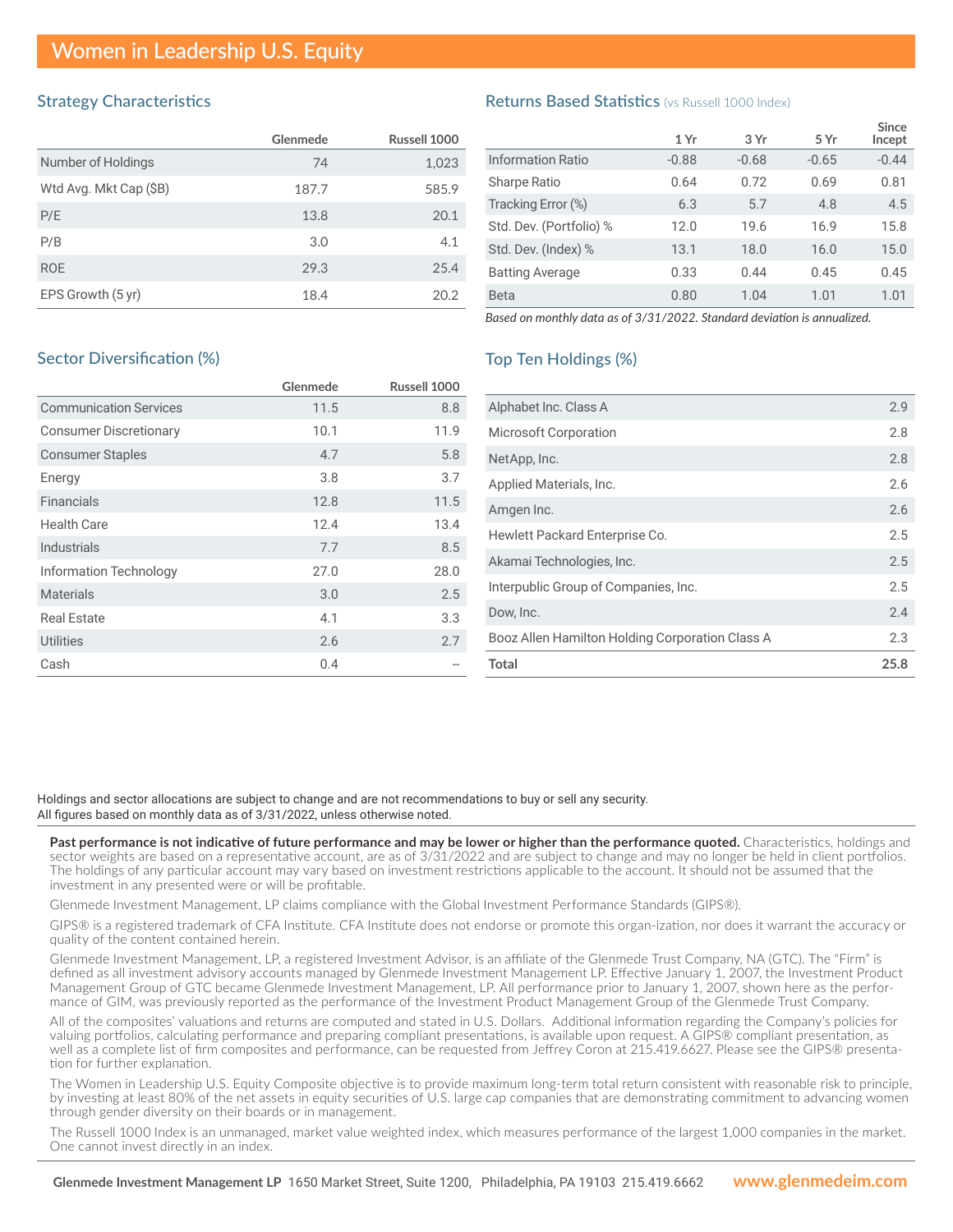# Women in Leadership U.S. Equity

## Strategy Characteristics

| | Glenmede | Russell 1000 |
|---|---|---|
| Number of Holdings | 74 | 1,023 |
| Wtd Avg. Mkt Cap ($B) | 187.7 | 585.9 |
| P/E | 13.8 | 20.1 |
| P/B | 3.0 | 4.1 |
| ROE | 29.3 | 25.4 |
| EPS Growth (5 yr) | 18.4 | 20.2 |

## Returns Based Statistics (vs Russell 1000 Index)

| | 1 Yr | 3 Yr | 5 Yr | Since Incept |
|---|---|---|---|---|
| Information Ratio | -0.88 | -0.68 | -0.65 | -0.44 |
| Sharpe Ratio | 0.64 | 0.72 | 0.69 | 0.81 |
| Tracking Error (%) | 6.3 | 5.7 | 4.8 | 4.5 |
| Std. Dev. (Portfolio) % | 12.0 | 19.6 | 16.9 | 15.8 |
| Std. Dev. (Index) % | 13.1 | 18.0 | 16.0 | 15.0 |
| Batting Average | 0.33 | 0.44 | 0.45 | 0.45 |
| Beta | 0.80 | 1.04 | 1.01 | 1.01 |

*Based on monthly data as of 3/31/2022. Standard deviation is annualized.*

## Sector Diversification (%)

| | Glenmede | Russell 1000 |
|---|---|---|
| Communication Services | 11.5 | 8.8 |
| Consumer Discretionary | 10.1 | 11.9 |
| Consumer Staples | 4.7 | 5.8 |
| Energy | 3.8 | 3.7 |
| Financials | 12.8 | 11.5 |
| Health Care | 12.4 | 13.4 |
| Industrials | 7.7 | 8.5 |
| Information Technology | 27.0 | 28.0 |
| Materials | 3.0 | 2.5 |
| Real Estate | 4.1 | 3.3 |
| Utilities | 2.6 | 2.7 |
| Cash | 0.4 | -- |

## Top Ten Holdings (%)

| | |
|---|---|
| Alphabet Inc. Class A | 2.9 |
| Microsoft Corporation | 2.8 |
| NetApp, Inc. | 2.8 |
| Applied Materials, Inc. | 2.6 |
| Amgen Inc. | 2.6 |
| Hewlett Packard Enterprise Co. | 2.5 |
| Akamai Technologies, Inc. | 2.5 |
| Interpublic Group of Companies, Inc. | 2.5 |
| Dow, Inc. | 2.4 |
| Booz Allen Hamilton Holding Corporation Class A | 2.3 |
| **Total** | **25.8** |

Holdings and sector allocations are subject to change and are not recommendations to buy or sell any security.
All figures based on monthly data as of 3/31/2022, unless otherwise noted.

**Past performance is not indicative of future performance and may be lower or higher than the performance quoted.** Characteristics, holdings and sector weights are based on a representative account, are as of 3/31/2022 and are subject to change and may no longer be held in client portfolios. The holdings of any particular account may vary based on investment restrictions applicable to the account. It should not be assumed that the investment in any presented were or will be profitable.

Glenmede Investment Management, LP claims compliance with the Global Investment Performance Standards (GIPS®).

GIPS® is a registered trademark of CFA Institute. CFA Institute does not endorse or promote this organ-ization, nor does it warrant the accuracy or quality of the content contained herein.

Glenmede Investment Management, LP, a registered Investment Advisor, is an affiliate of the Glenmede Trust Company, NA (GTC). The "Firm" is defined as all investment advisory accounts managed by Glenmede Investment Management LP. Effective January 1, 2007, the Investment Product Management Group of GTC became Glenmede Investment Management, LP. All performance prior to January 1, 2007, shown here as the perfor-mance of GIM, was previously reported as the performance of the Investment Product Management Group of the Glenmede Trust Company.

All of the composites' valuations and returns are computed and stated in U.S. Dollars. Additional information regarding the Company's policies for valuing portfolios, calculating performance and preparing compliant presentations, is available upon request. A GIPS® compliant presentation, as well as a complete list of firm composites and performance, can be requested from Jeffrey Coron at 215.419.6627. Please see the GIPS® presenta-tion for further explanation.

The Women in Leadership U.S. Equity Composite objective is to provide maximum long-term total return consistent with reasonable risk to principle, by investing at least 80% of the net assets in equity securities of U.S. large cap companies that are demonstrating commitment to advancing women through gender diversity on their boards or in management.

The Russell 1000 Index is an unmanaged, market value weighted index, which measures performance of the largest 1,000 companies in the market. One cannot invest directly in an index.

**Glenmede Investment Management LP** 1650 Market Street, Suite 1200, Philadelphia, PA 19103 215.419.6662 **www.glenmedeim.com**